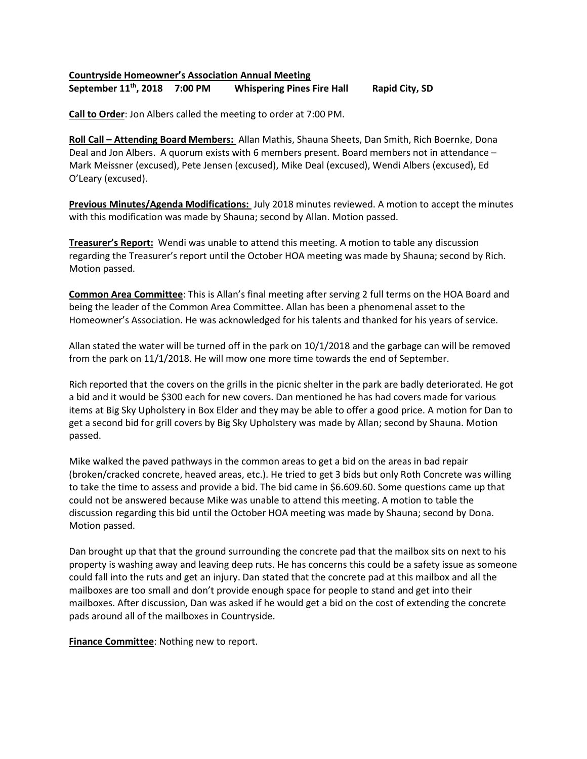**Countryside Homeowner's Association Annual Meeting**
**September 11th, 2018 7:00 PM Whispering Pines Fire Hall Rapid City, SD**

**Call to Order**: Jon Albers called the meeting to order at 7:00 PM.

**Roll Call – Attending Board Members:** Allan Mathis, Shauna Sheets, Dan Smith, Rich Boernke, Dona Deal and Jon Albers. A quorum exists with 6 members present. Board members not in attendance – Mark Meissner (excused), Pete Jensen (excused), Mike Deal (excused), Wendi Albers (excused), Ed O'Leary (excused).

**Previous Minutes/Agenda Modifications:** July 2018 minutes reviewed. A motion to accept the minutes with this modification was made by Shauna; second by Allan. Motion passed.

**Treasurer's Report:** Wendi was unable to attend this meeting. A motion to table any discussion regarding the Treasurer's report until the October HOA meeting was made by Shauna; second by Rich. Motion passed.

**Common Area Committee**: This is Allan's final meeting after serving 2 full terms on the HOA Board and being the leader of the Common Area Committee. Allan has been a phenomenal asset to the Homeowner's Association. He was acknowledged for his talents and thanked for his years of service.

Allan stated the water will be turned off in the park on 10/1/2018 and the garbage can will be removed from the park on 11/1/2018. He will mow one more time towards the end of September.

Rich reported that the covers on the grills in the picnic shelter in the park are badly deteriorated. He got a bid and it would be $300 each for new covers. Dan mentioned he has had covers made for various items at Big Sky Upholstery in Box Elder and they may be able to offer a good price. A motion for Dan to get a second bid for grill covers by Big Sky Upholstery was made by Allan; second by Shauna. Motion passed.

Mike walked the paved pathways in the common areas to get a bid on the areas in bad repair (broken/cracked concrete, heaved areas, etc.). He tried to get 3 bids but only Roth Concrete was willing to take the time to assess and provide a bid. The bid came in $6.609.60. Some questions came up that could not be answered because Mike was unable to attend this meeting. A motion to table the discussion regarding this bid until the October HOA meeting was made by Shauna; second by Dona. Motion passed.

Dan brought up that that the ground surrounding the concrete pad that the mailbox sits on next to his property is washing away and leaving deep ruts. He has concerns this could be a safety issue as someone could fall into the ruts and get an injury. Dan stated that the concrete pad at this mailbox and all the mailboxes are too small and don't provide enough space for people to stand and get into their mailboxes. After discussion, Dan was asked if he would get a bid on the cost of extending the concrete pads around all of the mailboxes in Countryside.

**Finance Committee**: Nothing new to report.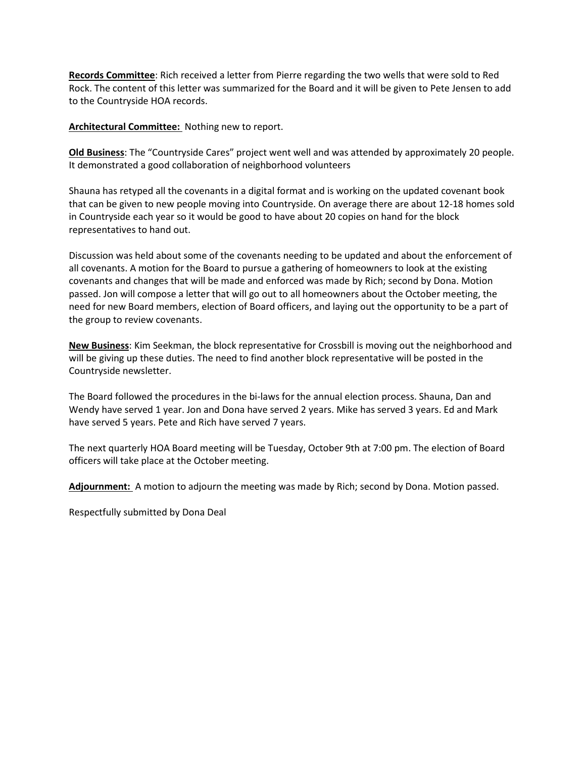**Records Committee**: Rich received a letter from Pierre regarding the two wells that were sold to Red Rock. The content of this letter was summarized for the Board and it will be given to Pete Jensen to add to the Countryside HOA records.

**Architectural Committee:** Nothing new to report.

**Old Business**: The "Countryside Cares" project went well and was attended by approximately 20 people. It demonstrated a good collaboration of neighborhood volunteers

Shauna has retyped all the covenants in a digital format and is working on the updated covenant book that can be given to new people moving into Countryside. On average there are about 12-18 homes sold in Countryside each year so it would be good to have about 20 copies on hand for the block representatives to hand out.

Discussion was held about some of the covenants needing to be updated and about the enforcement of all covenants. A motion for the Board to pursue a gathering of homeowners to look at the existing covenants and changes that will be made and enforced was made by Rich; second by Dona. Motion passed. Jon will compose a letter that will go out to all homeowners about the October meeting, the need for new Board members, election of Board officers, and laying out the opportunity to be a part of the group to review covenants.

**New Business**: Kim Seekman, the block representative for Crossbill is moving out the neighborhood and will be giving up these duties. The need to find another block representative will be posted in the Countryside newsletter.

The Board followed the procedures in the bi-laws for the annual election process. Shauna, Dan and Wendy have served 1 year. Jon and Dona have served 2 years. Mike has served 3 years. Ed and Mark have served 5 years. Pete and Rich have served 7 years.

The next quarterly HOA Board meeting will be Tuesday, October 9th at 7:00 pm. The election of Board officers will take place at the October meeting.

**Adjournment:** A motion to adjourn the meeting was made by Rich; second by Dona. Motion passed.

Respectfully submitted by Dona Deal